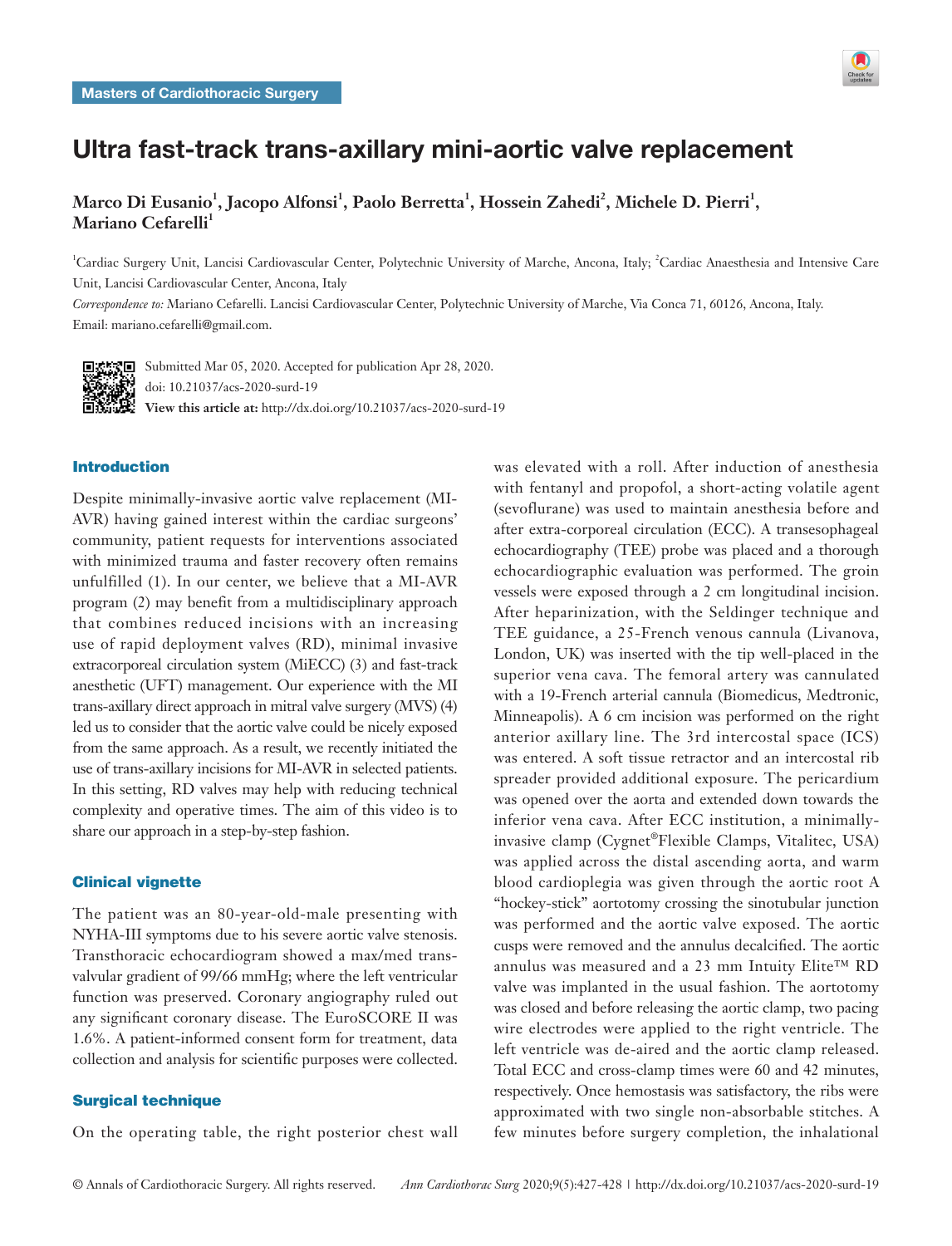Masters of Cardiothoracic Surgery

# Ultra fast-track trans-axillary mini-aortic valve replacement

**Marco Di Eusanio[1], Jacopo Alfonsi[1], Paolo Berretta[1], Hossein Zahedi[2], Michele D. Pierri[1], Mariano Cefarelli[1]**

[1]Cardiac Surgery Unit, Lancisi Cardiovascular Center, Polytechnic University of Marche, Ancona, Italy; [2]Cardiac Anaesthesia and Intensive Care Unit, Lancisi Cardiovascular Center, Ancona, Italy

*Correspondence to:* Mariano Cefarelli. Lancisi Cardiovascular Center, Polytechnic University of Marche, Via Conca 71, 60126, Ancona, Italy. Email: mariano.cefarelli@gmail.com.

Submitted Mar 05, 2020. Accepted for publication Apr 28, 2020.
doi: 10.21037/acs-2020-surd-19
**View this article at:** http://dx.doi.org/10.21037/acs-2020-surd-19

## Introduction

Despite minimally-invasive aortic valve replacement (MI-AVR) having gained interest within the cardiac surgeons' community, patient requests for interventions associated with minimized trauma and faster recovery often remains unfulfilled (1). In our center, we believe that a MI-AVR program (2) may benefit from a multidisciplinary approach that combines reduced incisions with an increasing use of rapid deployment valves (RD), minimal invasive extracorporeal circulation system (MiECC) (3) and fast-track anesthetic (UFT) management. Our experience with the MI trans-axillary direct approach in mitral valve surgery (MVS) (4) led us to consider that the aortic valve could be nicely exposed from the same approach. As a result, we recently initiated the use of trans-axillary incisions for MI-AVR in selected patients. In this setting, RD valves may help with reducing technical complexity and operative times. The aim of this video is to share our approach in a step-by-step fashion.

## Clinical vignette

The patient was an 80-year-old-male presenting with NYHA-III symptoms due to his severe aortic valve stenosis. Transthoracic echocardiogram showed a max/med trans-valvular gradient of 99/66 mmHg; where the left ventricular function was preserved. Coronary angiography ruled out any significant coronary disease. The EuroSCORE II was 1.6%. A patient-informed consent form for treatment, data collection and analysis for scientific purposes were collected.

## Surgical technique

On the operating table, the right posterior chest wall was elevated with a roll. After induction of anesthesia with fentanyl and propofol, a short-acting volatile agent (sevoflurane) was used to maintain anesthesia before and after extra-corporeal circulation (ECC). A transesophageal echocardiography (TEE) probe was placed and a thorough echocardiographic evaluation was performed. The groin vessels were exposed through a 2 cm longitudinal incision. After heparinization, with the Seldinger technique and TEE guidance, a 25-French venous cannula (Livanova, London, UK) was inserted with the tip well-placed in the superior vena cava. The femoral artery was cannulated with a 19-French arterial cannula (Biomedicus, Medtronic, Minneapolis). A 6 cm incision was performed on the right anterior axillary line. The 3rd intercostal space (ICS) was entered. A soft tissue retractor and an intercostal rib spreader provided additional exposure. The pericardium was opened over the aorta and extended down towards the inferior vena cava. After ECC institution, a minimally-invasive clamp (Cygnet®Flexible Clamps, Vitalitec, USA) was applied across the distal ascending aorta, and warm blood cardioplegia was given through the aortic root A "hockey-stick" aortotomy crossing the sinotubular junction was performed and the aortic valve exposed. The aortic cusps were removed and the annulus decalcified. The aortic annulus was measured and a 23 mm Intuity Elite™ RD valve was implanted in the usual fashion. The aortotomy was closed and before releasing the aortic clamp, two pacing wire electrodes were applied to the right ventricle. The left ventricle was de-aired and the aortic clamp released. Total ECC and cross-clamp times were 60 and 42 minutes, respectively. Once hemostasis was satisfactory, the ribs were approximated with two single non-absorbable stitches. A few minutes before surgery completion, the inhalational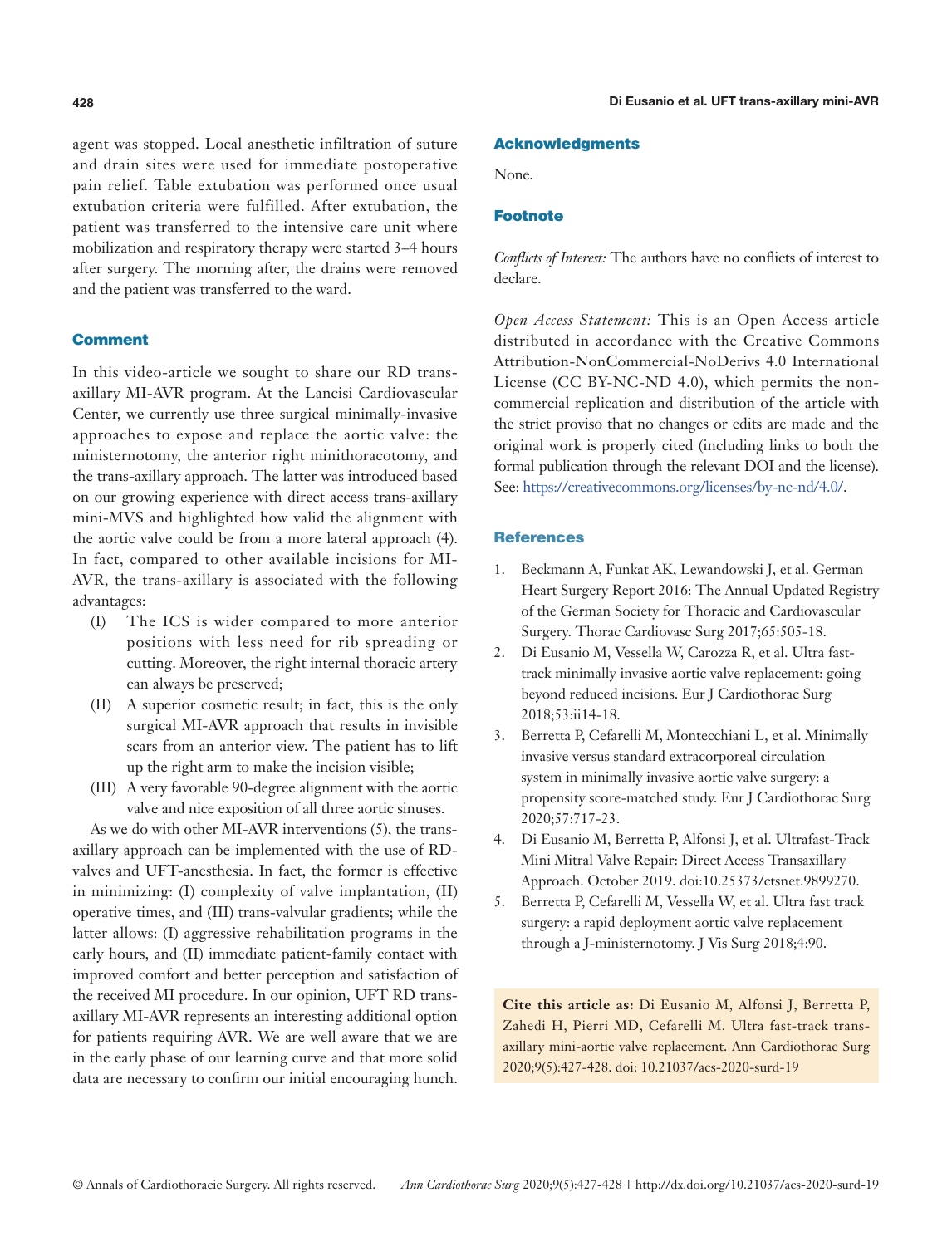agent was stopped. Local anesthetic infiltration of suture and drain sites were used for immediate postoperative pain relief. Table extubation was performed once usual extubation criteria were fulfilled. After extubation, the patient was transferred to the intensive care unit where mobilization and respiratory therapy were started 3–4 hours after surgery. The morning after, the drains were removed and the patient was transferred to the ward.

## Comment

In this video-article we sought to share our RD trans-axillary MI-AVR program. At the Lancisi Cardiovascular Center, we currently use three surgical minimally-invasive approaches to expose and replace the aortic valve: the ministernotomy, the anterior right minithoracotomy, and the trans-axillary approach. The latter was introduced based on our growing experience with direct access trans-axillary mini-MVS and highlighted how valid the alignment with the aortic valve could be from a more lateral approach (4). In fact, compared to other available incisions for MI-AVR, the trans-axillary is associated with the following advantages:

- (I) The ICS is wider compared to more anterior positions with less need for rib spreading or cutting. Moreover, the right internal thoracic artery can always be preserved;
- (II) A superior cosmetic result; in fact, this is the only surgical MI-AVR approach that results in invisible scars from an anterior view. The patient has to lift up the right arm to make the incision visible;
- (III) A very favorable 90-degree alignment with the aortic valve and nice exposition of all three aortic sinuses.

As we do with other MI-AVR interventions (5), the trans-axillary approach can be implemented with the use of RD-valves and UFT-anesthesia. In fact, the former is effective in minimizing: (I) complexity of valve implantation, (II) operative times, and (III) trans-valvular gradients; while the latter allows: (I) aggressive rehabilitation programs in the early hours, and (II) immediate patient-family contact with improved comfort and better perception and satisfaction of the received MI procedure. In our opinion, UFT RD trans-axillary MI-AVR represents an interesting additional option for patients requiring AVR. We are well aware that we are in the early phase of our learning curve and that more solid data are necessary to confirm our initial encouraging hunch.

## Acknowledgments

None.

## Footnote

*Conflicts of Interest:* The authors have no conflicts of interest to declare.

*Open Access Statement:* This is an Open Access article distributed in accordance with the Creative Commons Attribution-NonCommercial-NoDerivs 4.0 International License (CC BY-NC-ND 4.0), which permits the non-commercial replication and distribution of the article with the strict proviso that no changes or edits are made and the original work is properly cited (including links to both the formal publication through the relevant DOI and the license). See: https://creativecommons.org/licenses/by-nc-nd/4.0/.

## References

1. Beckmann A, Funkat AK, Lewandowski J, et al. German Heart Surgery Report 2016: The Annual Updated Registry of the German Society for Thoracic and Cardiovascular Surgery. Thorac Cardiovasc Surg 2017;65:505-18.
2. Di Eusanio M, Vessella W, Carozza R, et al. Ultra fast-track minimally invasive aortic valve replacement: going beyond reduced incisions. Eur J Cardiothorac Surg 2018;53:ii14-18.
3. Berretta P, Cefarelli M, Montecchiani L, et al. Minimally invasive versus standard extracorporeal circulation system in minimally invasive aortic valve surgery: a propensity score-matched study. Eur J Cardiothorac Surg 2020;57:717-23.
4. Di Eusanio M, Berretta P, Alfonsi J, et al. Ultrafast-Track Mini Mitral Valve Repair: Direct Access Transaxillary Approach. October 2019. doi:10.25373/ctsnet.9899270.
5. Berretta P, Cefarelli M, Vessella W, et al. Ultra fast track surgery: a rapid deployment aortic valve replacement through a J-ministernotomy. J Vis Surg 2018;4:90.

**Cite this article as:** Di Eusanio M, Alfonsi J, Berretta P, Zahedi H, Pierri MD, Cefarelli M. Ultra fast-track trans-axillary mini-aortic valve replacement. Ann Cardiothorac Surg 2020;9(5):427-428. doi: 10.21037/acs-2020-surd-19